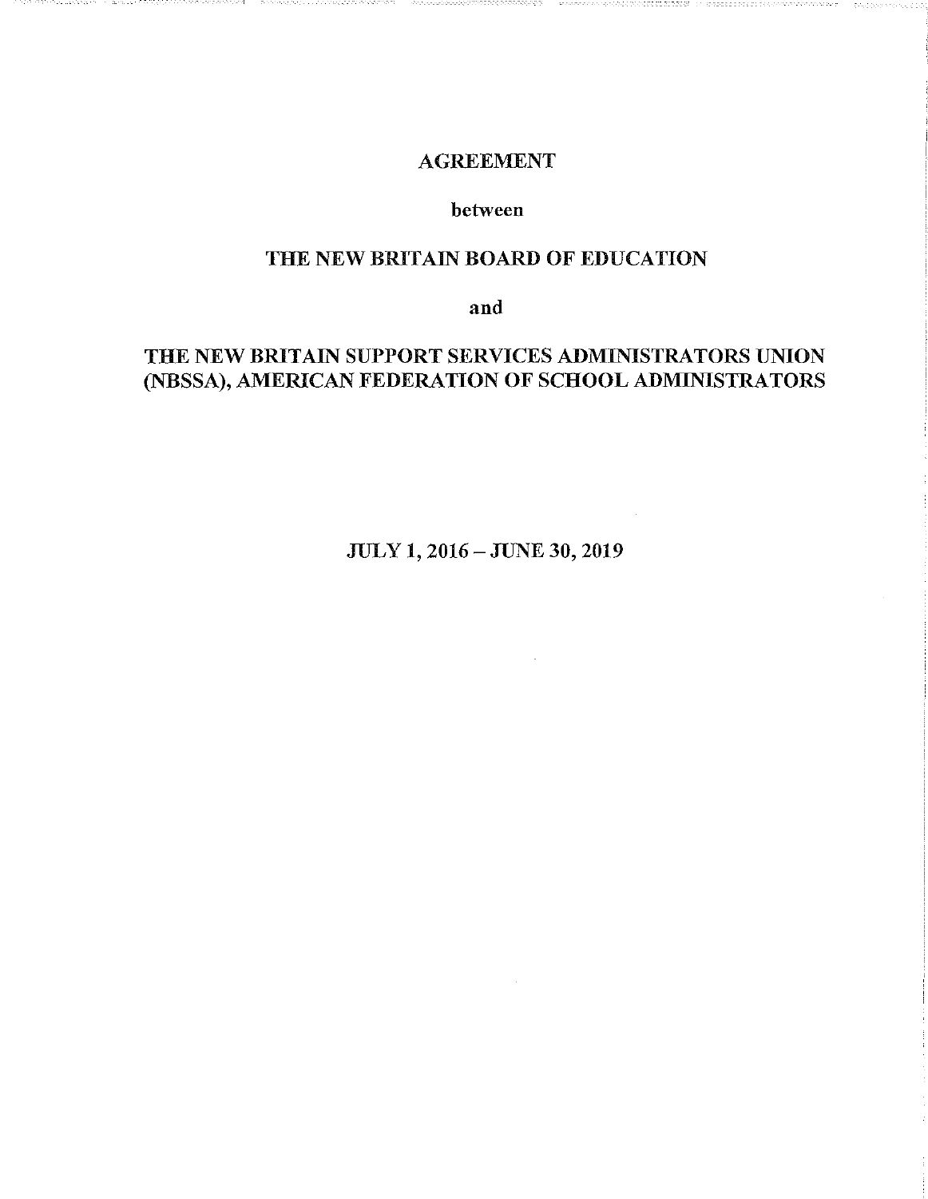# AGREEMENT

**between**

# THE NEW BRITAIN BOARD OF EDUCATION

**and**

# THE NEW BRITAIN SUPPORT SERVICES ADMINISTRATORS UNION (NBSSA), AMERICAN FEDERATION OF SCHOOL ADMINISTRATORS

**JULY 1, 2016 – JUNE 30, 2019**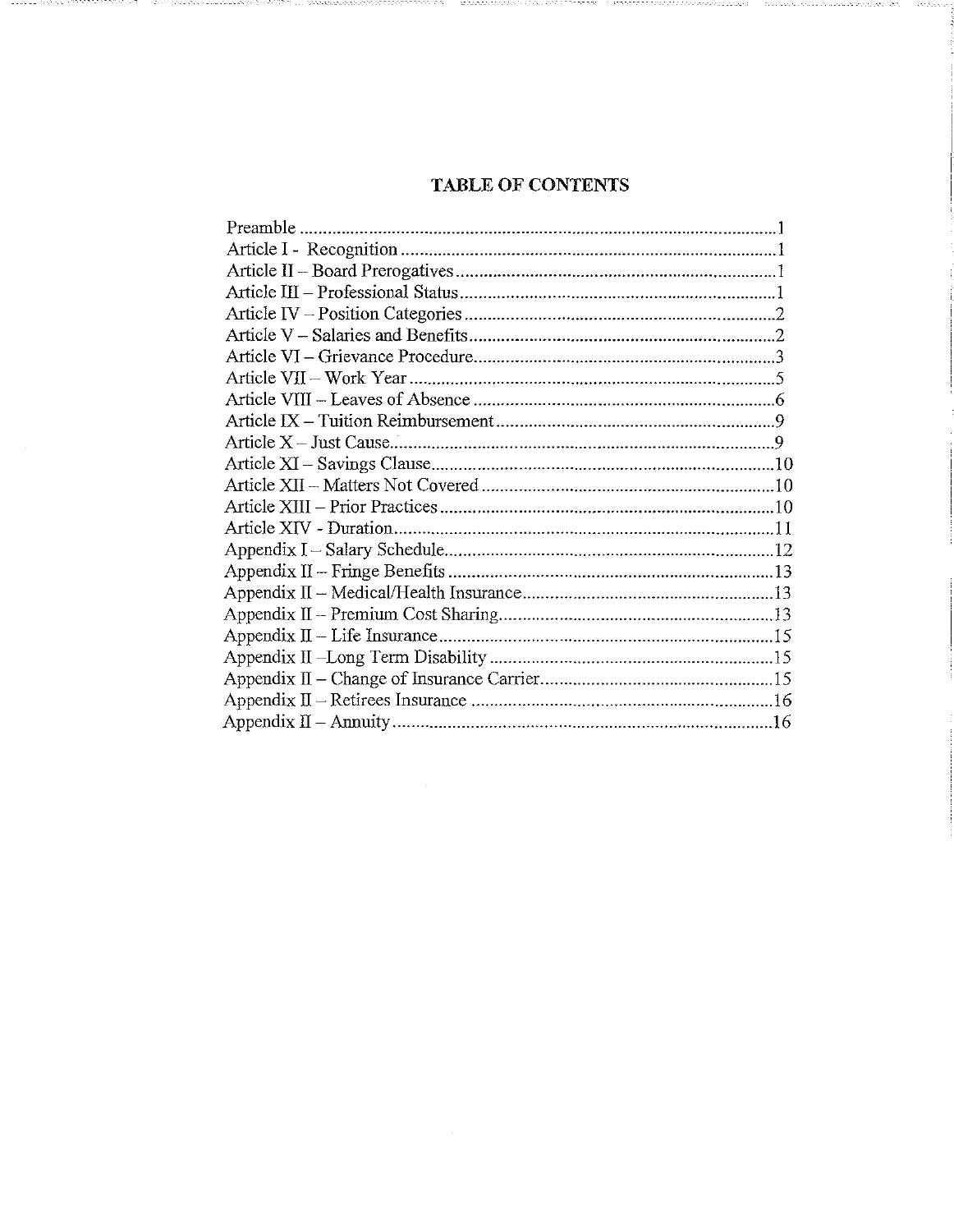## TABLE OF CONTENTS

Preamble ....................................................................................................1
Article I - Recognition ................................................................................1
Article II – Board Prerogatives ....................................................................1
Article III – Professional Status ..................................................................1
Article IV – Position Categories .................................................................2
Article V – Salaries and Benefits ................................................................2
Article VI – Grievance Procedure ................................................................3
Article VII – Work Year ...............................................................................5
Article VIII – Leaves of Absence .................................................................6
Article IX – Tuition Reimbursement ...........................................................9
Article X – Just Cause ..................................................................................9
Article XI – Savings Clause ........................................................................10
Article XII – Matters Not Covered .............................................................10
Article XIII – Prior Practices .......................................................................10
Article XIV - Duration ................................................................................11
Appendix I – Salary Schedule .....................................................................12
Appendix II – Fringe Benefits .....................................................................13
Appendix II – Medical/Health Insurance .....................................................13
Appendix II – Premium Cost Sharing ..........................................................13
Appendix II – Life Insurance .......................................................................15
Appendix II –Long Term Disability ............................................................15
Appendix II – Change of Insurance Carrier .................................................15
Appendix II – Retirees Insurance ................................................................16
Appendix II – Annuity .................................................................................16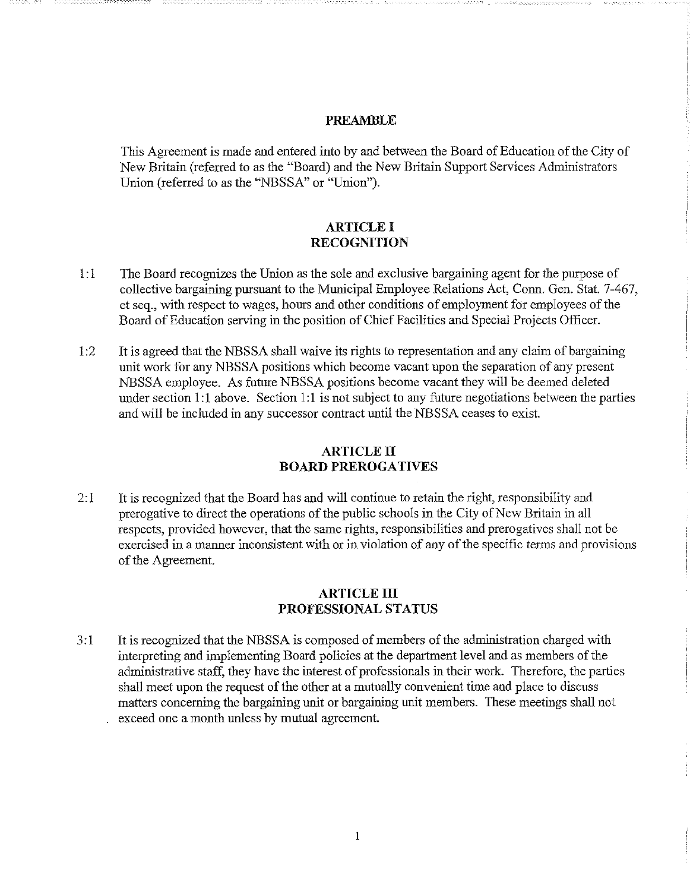## PREAMBLE

This Agreement is made and entered into by and between the Board of Education of the City of New Britain (referred to as the "Board) and the New Britain Support Services Administrators Union (referred to as the "NBSSA" or "Union").

## ARTICLE I
## RECOGNITION

1:1 The Board recognizes the Union as the sole and exclusive bargaining agent for the purpose of collective bargaining pursuant to the Municipal Employee Relations Act, Conn. Gen. Stat. 7-467, et seq., with respect to wages, hours and other conditions of employment for employees of the Board of Education serving in the position of Chief Facilities and Special Projects Officer.

1:2 It is agreed that the NBSSA shall waive its rights to representation and any claim of bargaining unit work for any NBSSA positions which become vacant upon the separation of any present NBSSA employee. As future NBSSA positions become vacant they will be deemed deleted under section 1:1 above. Section 1:1 is not subject to any future negotiations between the parties and will be included in any successor contract until the NBSSA ceases to exist.

## ARTICLE II
## BOARD PREROGATIVES

2:1 It is recognized that the Board has and will continue to retain the right, responsibility and prerogative to direct the operations of the public schools in the City of New Britain in all respects, provided however, that the same rights, responsibilities and prerogatives shall not be exercised in a manner inconsistent with or in violation of any of the specific terms and provisions of the Agreement.

## ARTICLE III
## PROFESSIONAL STATUS

3:1 It is recognized that the NBSSA is composed of members of the administration charged with interpreting and implementing Board policies at the department level and as members of the administrative staff, they have the interest of professionals in their work. Therefore, the parties shall meet upon the request of the other at a mutually convenient time and place to discuss matters concerning the bargaining unit or bargaining unit members. These meetings shall not exceed one a month unless by mutual agreement.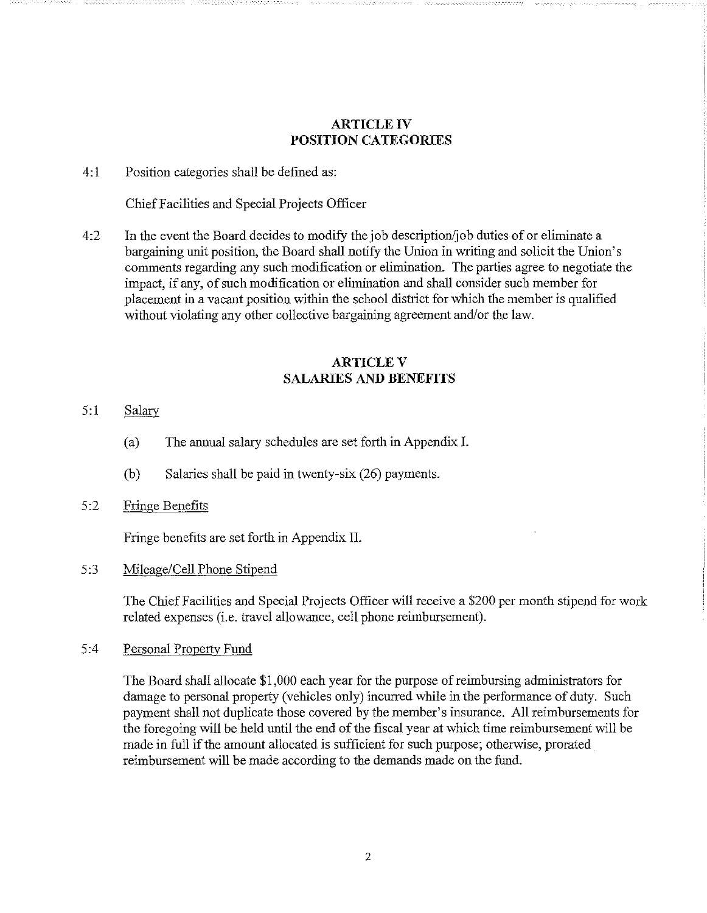## ARTICLE IV
## POSITION CATEGORIES

4:1 Position categories shall be defined as:

Chief Facilities and Special Projects Officer

4:2 In the event the Board decides to modify the job description/job duties of or eliminate a bargaining unit position, the Board shall notify the Union in writing and solicit the Union's comments regarding any such modification or elimination. The parties agree to negotiate the impact, if any, of such modification or elimination and shall consider such member for placement in a vacant position within the school district for which the member is qualified without violating any other collective bargaining agreement and/or the law.

## ARTICLE V
## SALARIES AND BENEFITS

5:1 Salary

(a) The annual salary schedules are set forth in Appendix I.

(b) Salaries shall be paid in twenty-six (26) payments.

5:2 Fringe Benefits

Fringe benefits are set forth in Appendix II.

5:3 Mileage/Cell Phone Stipend

The Chief Facilities and Special Projects Officer will receive a $200 per month stipend for work related expenses (i.e. travel allowance, cell phone reimbursement).

5:4 Personal Property Fund

The Board shall allocate $1,000 each year for the purpose of reimbursing administrators for damage to personal property (vehicles only) incurred while in the performance of duty. Such payment shall not duplicate those covered by the member's insurance. All reimbursements for the foregoing will be held until the end of the fiscal year at which time reimbursement will be made in full if the amount allocated is sufficient for such purpose; otherwise, prorated reimbursement will be made according to the demands made on the fund.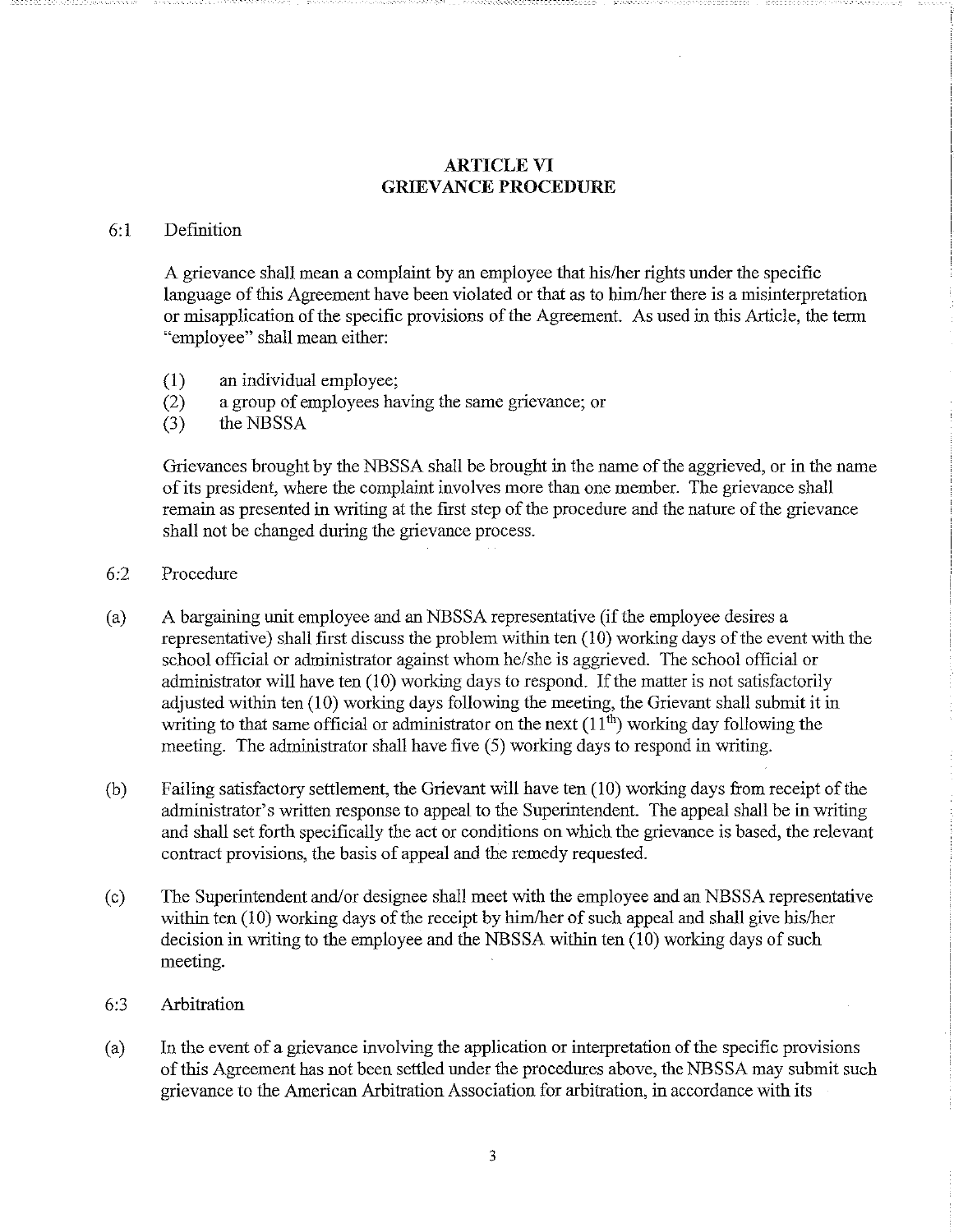# ARTICLE VI
# GRIEVANCE PROCEDURE

6:1 Definition

A grievance shall mean a complaint by an employee that his/her rights under the specific language of this Agreement have been violated or that as to him/her there is a misinterpretation or misapplication of the specific provisions of the Agreement. As used in this Article, the term "employee" shall mean either:

(1) an individual employee;
(2) a group of employees having the same grievance; or
(3) the NBSSA

Grievances brought by the NBSSA shall be brought in the name of the aggrieved, or in the name of its president, where the complaint involves more than one member. The grievance shall remain as presented in writing at the first step of the procedure and the nature of the grievance shall not be changed during the grievance process.

6:2 Procedure

(a) A bargaining unit employee and an NBSSA representative (if the employee desires a representative) shall first discuss the problem within ten (10) working days of the event with the school official or administrator against whom he/she is aggrieved. The school official or administrator will have ten (10) working days to respond. If the matter is not satisfactorily adjusted within ten (10) working days following the meeting, the Grievant shall submit it in writing to that same official or administrator on the next (11th) working day following the meeting. The administrator shall have five (5) working days to respond in writing.

(b) Failing satisfactory settlement, the Grievant will have ten (10) working days from receipt of the administrator's written response to appeal to the Superintendent. The appeal shall be in writing and shall set forth specifically the act or conditions on which the grievance is based, the relevant contract provisions, the basis of appeal and the remedy requested.

(c) The Superintendent and/or designee shall meet with the employee and an NBSSA representative within ten (10) working days of the receipt by him/her of such appeal and shall give his/her decision in writing to the employee and the NBSSA within ten (10) working days of such meeting.

6:3 Arbitration

(a) In the event of a grievance involving the application or interpretation of the specific provisions of this Agreement has not been settled under the procedures above, the NBSSA may submit such grievance to the American Arbitration Association for arbitration, in accordance with its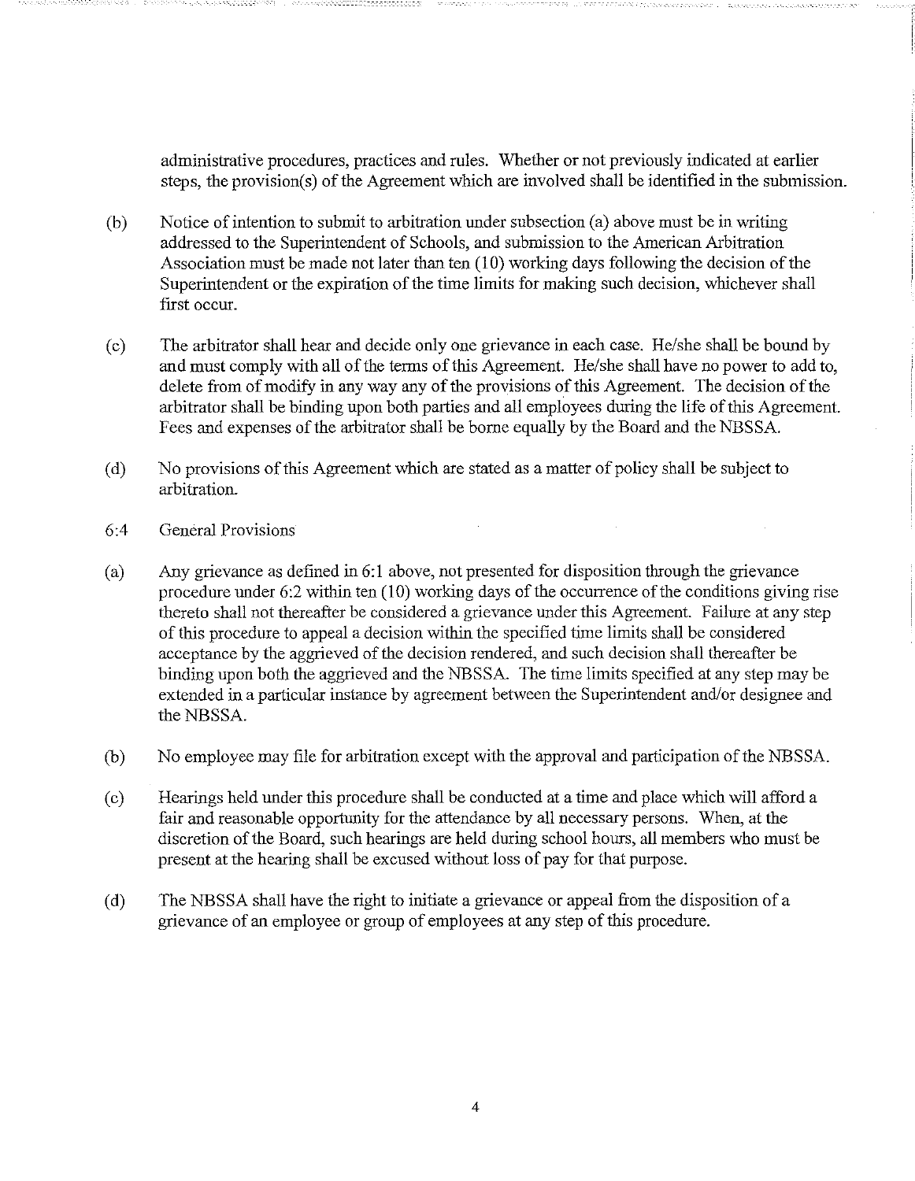administrative procedures, practices and rules. Whether or not previously indicated at earlier steps, the provision(s) of the Agreement which are involved shall be identified in the submission.

(b) Notice of intention to submit to arbitration under subsection (a) above must be in writing addressed to the Superintendent of Schools, and submission to the American Arbitration Association must be made not later than ten (10) working days following the decision of the Superintendent or the expiration of the time limits for making such decision, whichever shall first occur.

(c) The arbitrator shall hear and decide only one grievance in each case. He/she shall be bound by and must comply with all of the terms of this Agreement. He/she shall have no power to add to, delete from of modify in any way any of the provisions of this Agreement. The decision of the arbitrator shall be binding upon both parties and all employees during the life of this Agreement. Fees and expenses of the arbitrator shall be borne equally by the Board and the NBSSA.

(d) No provisions of this Agreement which are stated as a matter of policy shall be subject to arbitration.

6:4 General Provisions

(a) Any grievance as defined in 6:1 above, not presented for disposition through the grievance procedure under 6:2 within ten (10) working days of the occurrence of the conditions giving rise thereto shall not thereafter be considered a grievance under this Agreement. Failure at any step of this procedure to appeal a decision within the specified time limits shall be considered acceptance by the aggrieved of the decision rendered, and such decision shall thereafter be binding upon both the aggrieved and the NBSSA. The time limits specified at any step may be extended in a particular instance by agreement between the Superintendent and/or designee and the NBSSA.

(b) No employee may file for arbitration except with the approval and participation of the NBSSA.

(c) Hearings held under this procedure shall be conducted at a time and place which will afford a fair and reasonable opportunity for the attendance by all necessary persons. When, at the discretion of the Board, such hearings are held during school hours, all members who must be present at the hearing shall be excused without loss of pay for that purpose.

(d) The NBSSA shall have the right to initiate a grievance or appeal from the disposition of a grievance of an employee or group of employees at any step of this procedure.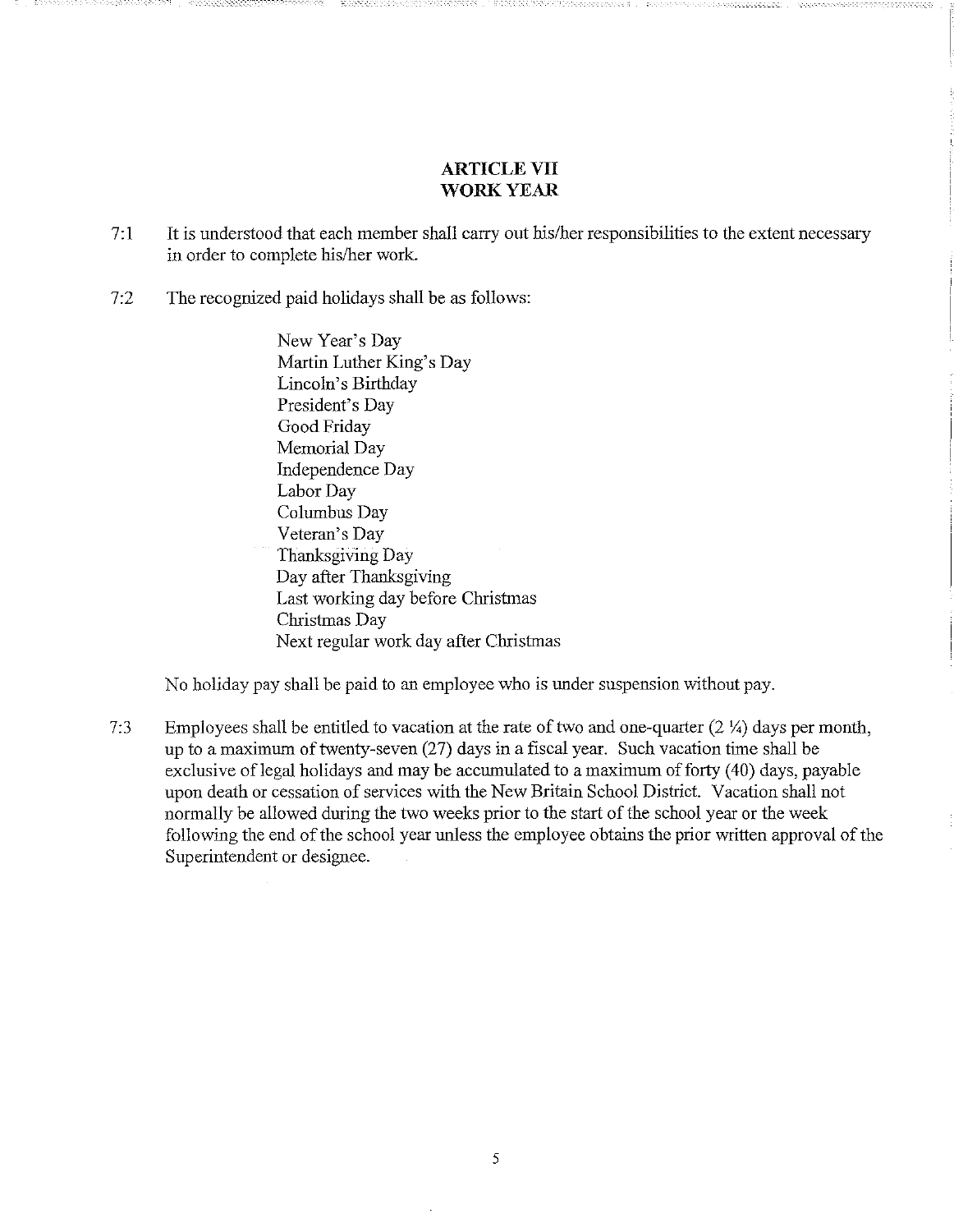# ARTICLE VII
## WORK YEAR

7:1 It is understood that each member shall carry out his/her responsibilities to the extent necessary in order to complete his/her work.

7:2 The recognized paid holidays shall be as follows:

New Year's Day
Martin Luther King's Day
Lincoln's Birthday
President's Day
Good Friday
Memorial Day
Independence Day
Labor Day
Columbus Day
Veteran's Day
Thanksgiving Day
Day after Thanksgiving
Last working day before Christmas
Christmas Day
Next regular work day after Christmas

No holiday pay shall be paid to an employee who is under suspension without pay.

7:3 Employees shall be entitled to vacation at the rate of two and one-quarter (2 ¼) days per month, up to a maximum of twenty-seven (27) days in a fiscal year. Such vacation time shall be exclusive of legal holidays and may be accumulated to a maximum of forty (40) days, payable upon death or cessation of services with the New Britain School District. Vacation shall not normally be allowed during the two weeks prior to the start of the school year or the week following the end of the school year unless the employee obtains the prior written approval of the Superintendent or designee.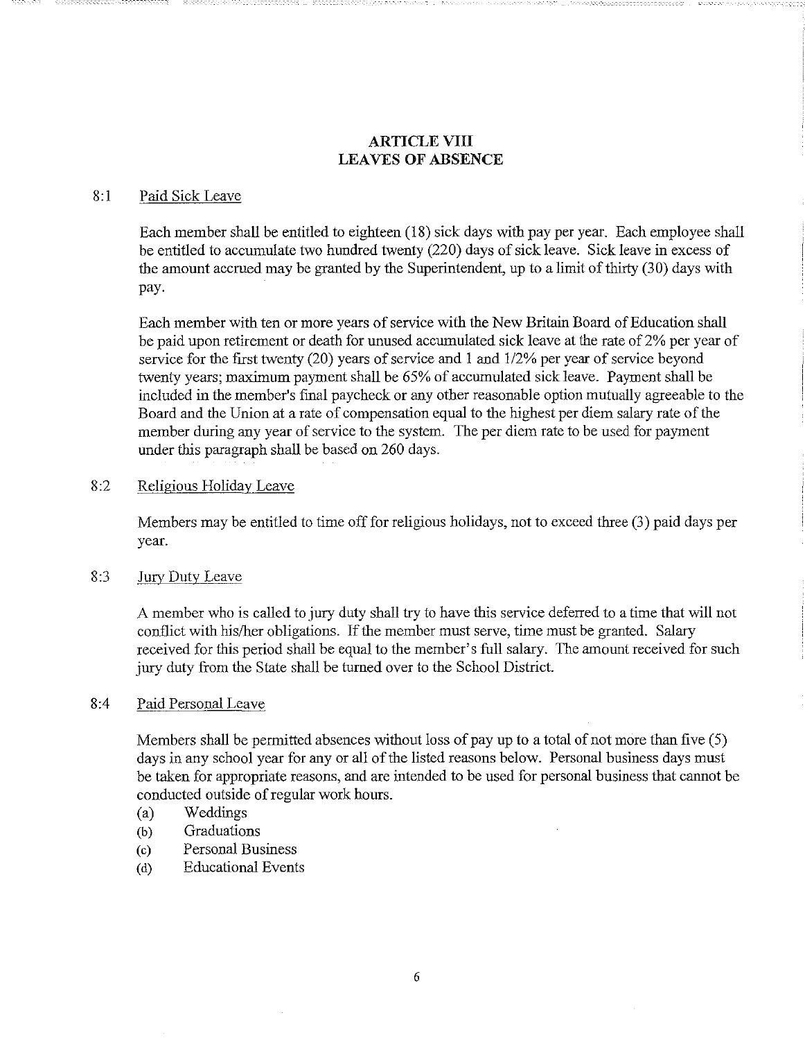# ARTICLE VIII
# LEAVES OF ABSENCE

## 8:1 Paid Sick Leave

Each member shall be entitled to eighteen (18) sick days with pay per year. Each employee shall be entitled to accumulate two hundred twenty (220) days of sick leave. Sick leave in excess of the amount accrued may be granted by the Superintendent, up to a limit of thirty (30) days with pay.

Each member with ten or more years of service with the New Britain Board of Education shall be paid upon retirement or death for unused accumulated sick leave at the rate of 2% per year of service for the first twenty (20) years of service and 1 and 1/2% per year of service beyond twenty years; maximum payment shall be 65% of accumulated sick leave. Payment shall be included in the member's final paycheck or any other reasonable option mutually agreeable to the Board and the Union at a rate of compensation equal to the highest per diem salary rate of the member during any year of service to the system. The per diem rate to be used for payment under this paragraph shall be based on 260 days.

## 8:2 Religious Holiday Leave

Members may be entitled to time off for religious holidays, not to exceed three (3) paid days per year.

## 8:3 Jury Duty Leave

A member who is called to jury duty shall try to have this service deferred to a time that will not conflict with his/her obligations. If the member must serve, time must be granted. Salary received for this period shall be equal to the member's full salary. The amount received for such jury duty from the State shall be turned over to the School District.

## 8:4 Paid Personal Leave

Members shall be permitted absences without loss of pay up to a total of not more than five (5) days in any school year for any or all of the listed reasons below. Personal business days must be taken for appropriate reasons, and are intended to be used for personal business that cannot be conducted outside of regular work hours.

(a) Weddings
(b) Graduations
(c) Personal Business
(d) Educational Events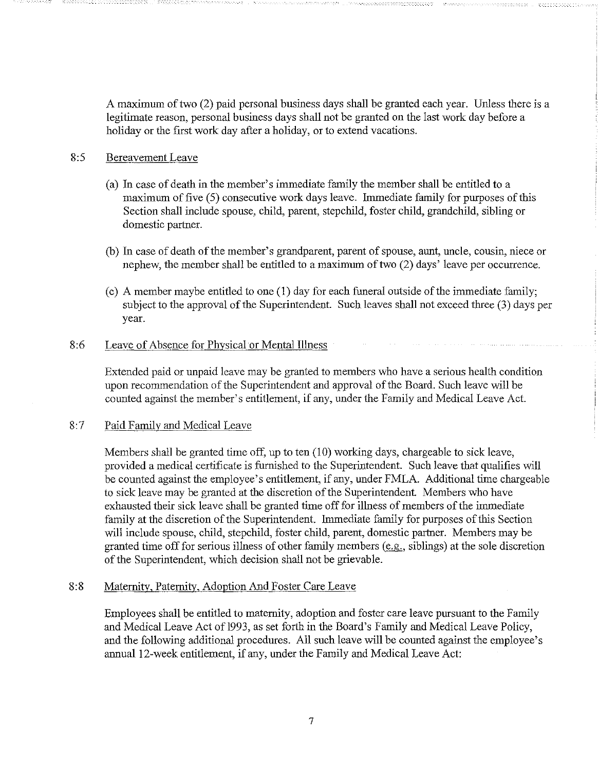A maximum of two (2) paid personal business days shall be granted each year. Unless there is a legitimate reason, personal business days shall not be granted on the last work day before a holiday or the first work day after a holiday, or to extend vacations.

### 8:5 Bereavement Leave

(a) In case of death in the member's immediate family the member shall be entitled to a maximum of five (5) consecutive work days leave. Immediate family for purposes of this Section shall include spouse, child, parent, stepchild, foster child, grandchild, sibling or domestic partner.

(b) In case of death of the member's grandparent, parent of spouse, aunt, uncle, cousin, niece or nephew, the member shall be entitled to a maximum of two (2) days' leave per occurrence.

(c) A member maybe entitled to one (1) day for each funeral outside of the immediate family; subject to the approval of the Superintendent. Such leaves shall not exceed three (3) days per year.

### 8:6 Leave of Absence for Physical or Mental Illness

Extended paid or unpaid leave may be granted to members who have a serious health condition upon recommendation of the Superintendent and approval of the Board. Such leave will be counted against the member's entitlement, if any, under the Family and Medical Leave Act.

### 8:7 Paid Family and Medical Leave

Members shall be granted time off, up to ten (10) working days, chargeable to sick leave, provided a medical certificate is furnished to the Superintendent. Such leave that qualifies will be counted against the employee's entitlement, if any, under FMLA. Additional time chargeable to sick leave may be granted at the discretion of the Superintendent. Members who have exhausted their sick leave shall be granted time off for illness of members of the immediate family at the discretion of the Superintendent. Immediate family for purposes of this Section will include spouse, child, stepchild, foster child, parent, domestic partner. Members may be granted time off for serious illness of other family members (e.g., siblings) at the sole discretion of the Superintendent, which decision shall not be grievable.

### 8:8 Maternity, Paternity, Adoption And Foster Care Leave

Employees shall be entitled to maternity, adoption and foster care leave pursuant to the Family and Medical Leave Act of 1993, as set forth in the Board's Family and Medical Leave Policy, and the following additional procedures. All such leave will be counted against the employee's annual 12-week entitlement, if any, under the Family and Medical Leave Act: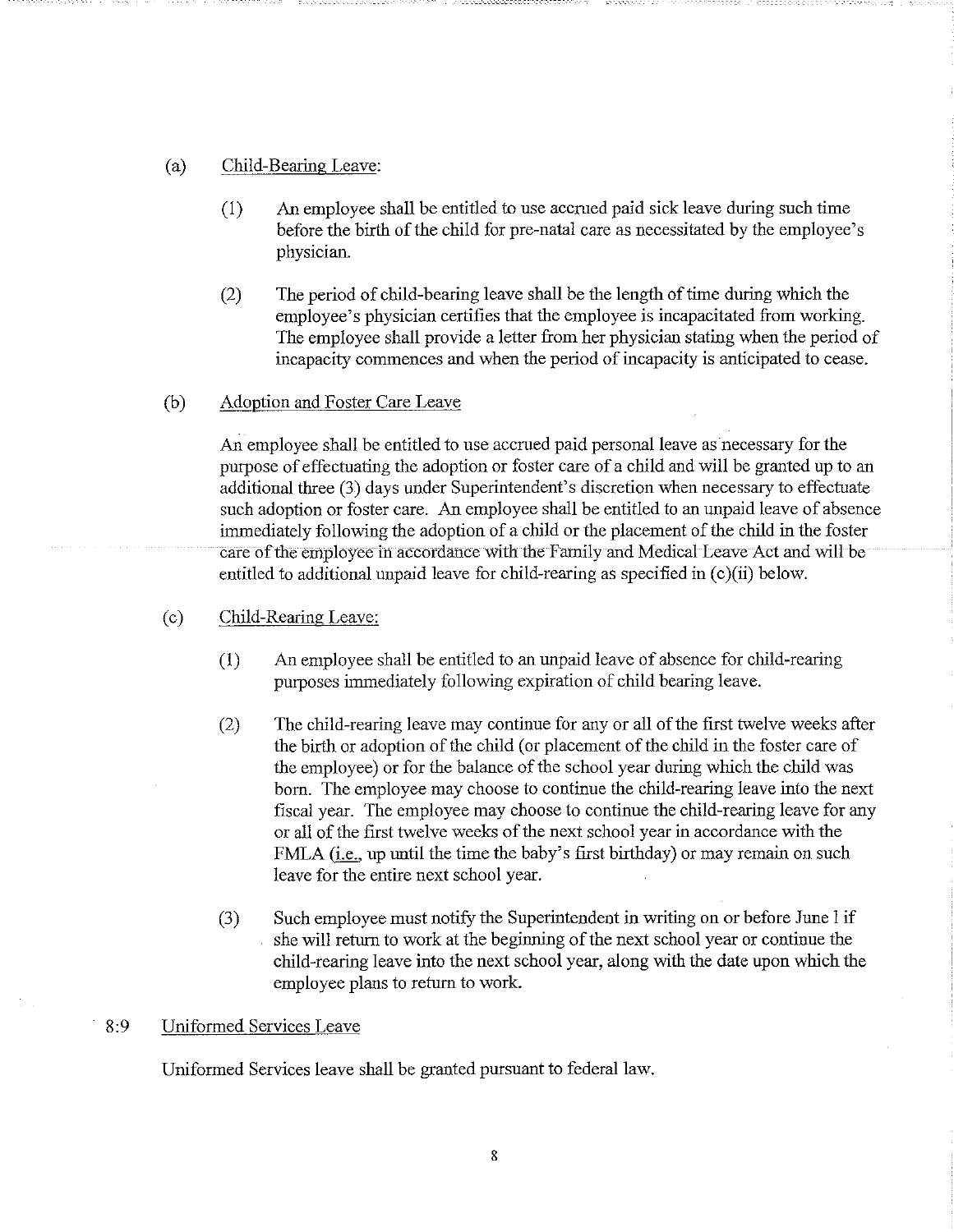(a) Child-Bearing Leave:

(1) An employee shall be entitled to use accrued paid sick leave during such time before the birth of the child for pre-natal care as necessitated by the employee's physician.

(2) The period of child-bearing leave shall be the length of time during which the employee's physician certifies that the employee is incapacitated from working. The employee shall provide a letter from her physician stating when the period of incapacity commences and when the period of incapacity is anticipated to cease.

(b) Adoption and Foster Care Leave

An employee shall be entitled to use accrued paid personal leave as necessary for the purpose of effectuating the adoption or foster care of a child and will be granted up to an additional three (3) days under Superintendent's discretion when necessary to effectuate such adoption or foster care. An employee shall be entitled to an unpaid leave of absence immediately following the adoption of a child or the placement of the child in the foster care of the employee in accordance with the Family and Medical Leave Act and will be entitled to additional unpaid leave for child-rearing as specified in (c)(ii) below.

(c) Child-Rearing Leave:

(1) An employee shall be entitled to an unpaid leave of absence for child-rearing purposes immediately following expiration of child bearing leave.

(2) The child-rearing leave may continue for any or all of the first twelve weeks after the birth or adoption of the child (or placement of the child in the foster care of the employee) or for the balance of the school year during which the child was born. The employee may choose to continue the child-rearing leave into the next fiscal year. The employee may choose to continue the child-rearing leave for any or all of the first twelve weeks of the next school year in accordance with the FMLA (i.e., up until the time the baby's first birthday) or may remain on such leave for the entire next school year.

(3) Such employee must notify the Superintendent in writing on or before June 1 if she will return to work at the beginning of the next school year or continue the child-rearing leave into the next school year, along with the date upon which the employee plans to return to work.

8:9 Uniformed Services Leave

Uniformed Services leave shall be granted pursuant to federal law.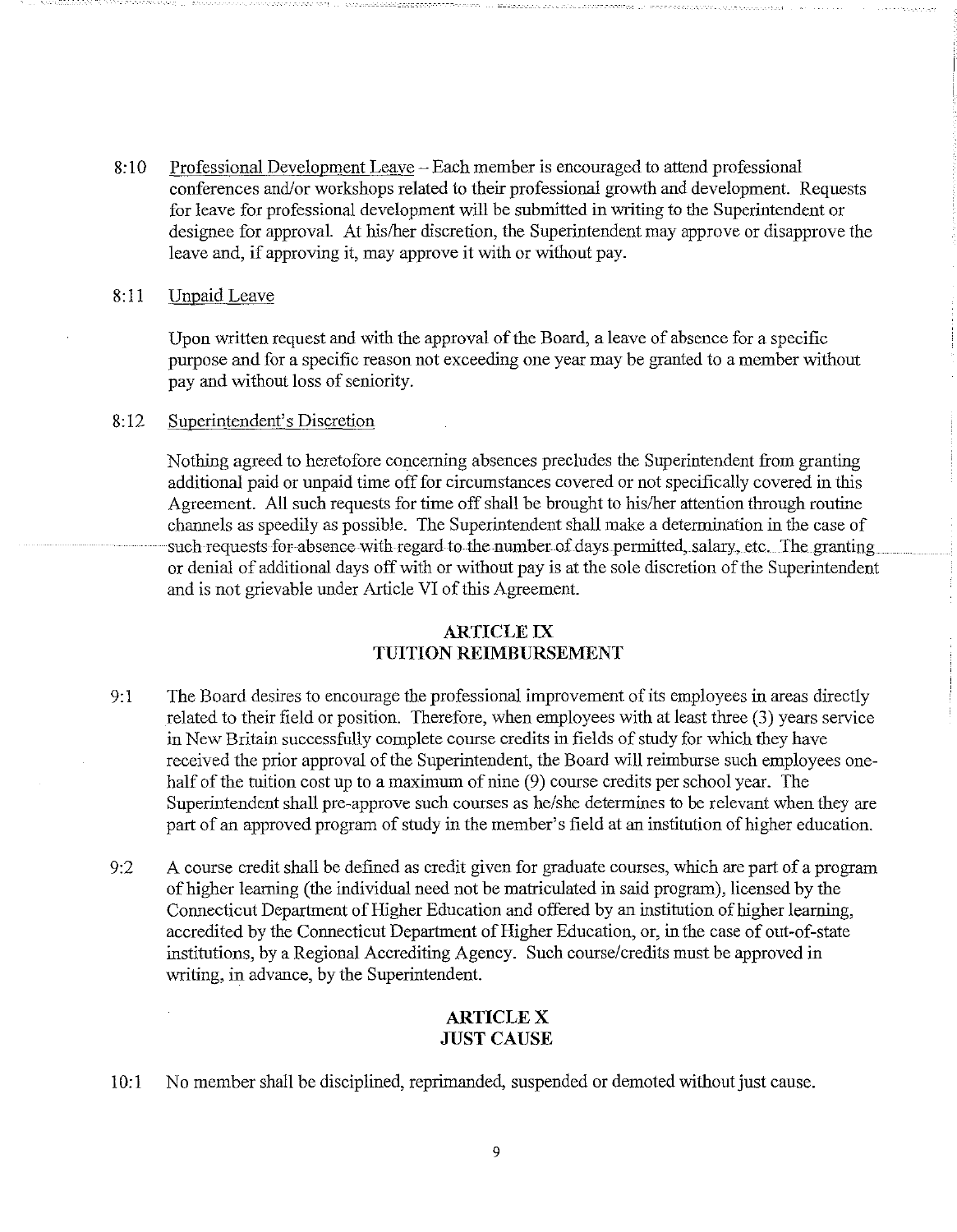8:10 Professional Development Leave – Each member is encouraged to attend professional conferences and/or workshops related to their professional growth and development. Requests for leave for professional development will be submitted in writing to the Superintendent or designee for approval. At his/her discretion, the Superintendent may approve or disapprove the leave and, if approving it, may approve it with or without pay.

8:11 Unpaid Leave

Upon written request and with the approval of the Board, a leave of absence for a specific purpose and for a specific reason not exceeding one year may be granted to a member without pay and without loss of seniority.

8:12 Superintendent's Discretion

Nothing agreed to heretofore concerning absences precludes the Superintendent from granting additional paid or unpaid time off for circumstances covered or not specifically covered in this Agreement. All such requests for time off shall be brought to his/her attention through routine channels as speedily as possible. The Superintendent shall make a determination in the case of such requests for absence with regard to the number of days permitted, salary, etc. The granting or denial of additional days off with or without pay is at the sole discretion of the Superintendent and is not grievable under Article VI of this Agreement.

## ARTICLE IX
## TUITION REIMBURSEMENT

9:1 The Board desires to encourage the professional improvement of its employees in areas directly related to their field or position. Therefore, when employees with at least three (3) years service in New Britain successfully complete course credits in fields of study for which they have received the prior approval of the Superintendent, the Board will reimburse such employees one-half of the tuition cost up to a maximum of nine (9) course credits per school year. The Superintendent shall pre-approve such courses as he/she determines to be relevant when they are part of an approved program of study in the member's field at an institution of higher education.

9:2 A course credit shall be defined as credit given for graduate courses, which are part of a program of higher learning (the individual need not be matriculated in said program), licensed by the Connecticut Department of Higher Education and offered by an institution of higher learning, accredited by the Connecticut Department of Higher Education, or, in the case of out-of-state institutions, by a Regional Accrediting Agency. Such course/credits must be approved in writing, in advance, by the Superintendent.

## ARTICLE X
## JUST CAUSE

10:1 No member shall be disciplined, reprimanded, suspended or demoted without just cause.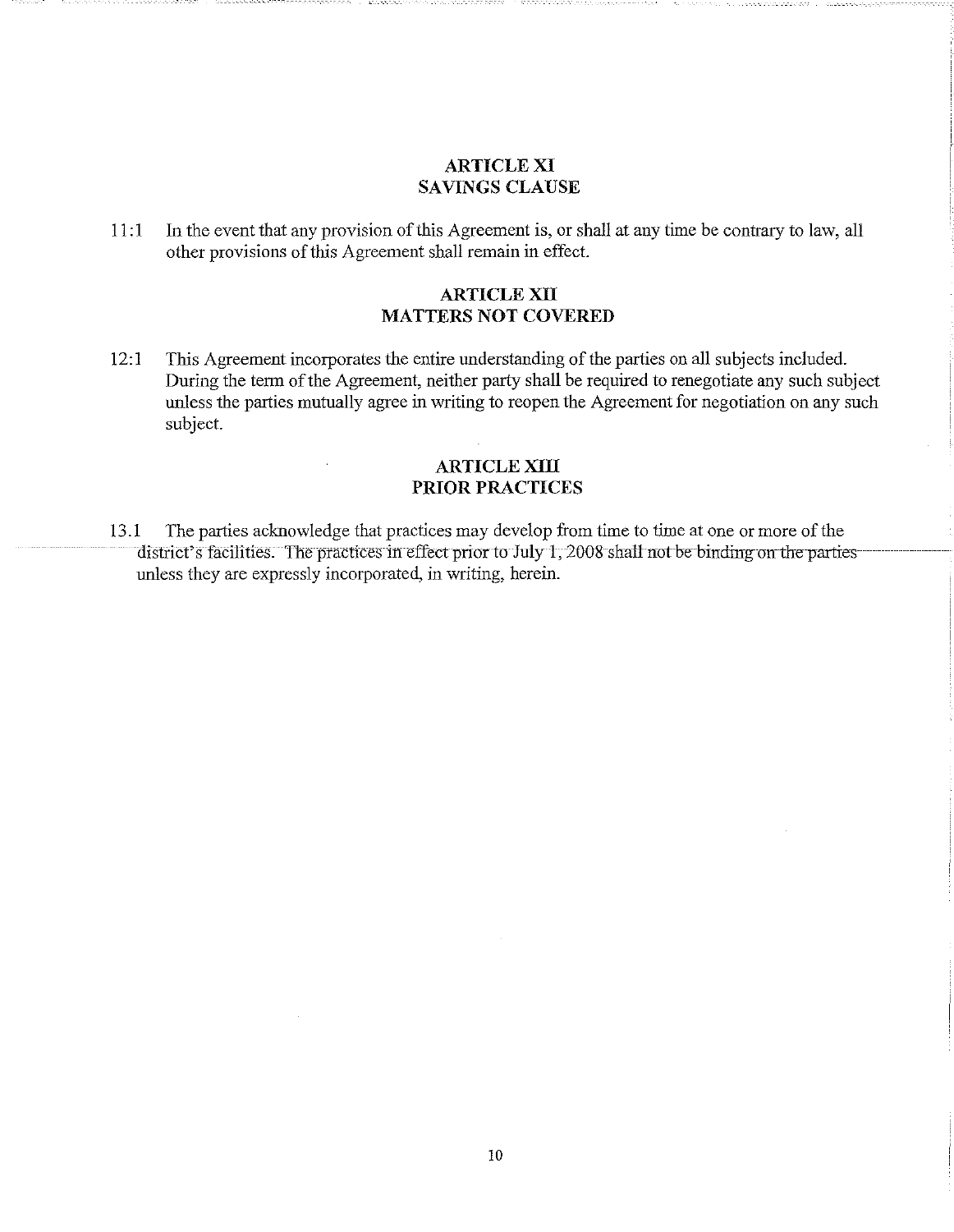## ARTICLE XI
## SAVINGS CLAUSE

11:1 In the event that any provision of this Agreement is, or shall at any time be contrary to law, all other provisions of this Agreement shall remain in effect.

## ARTICLE XII
## MATTERS NOT COVERED

12:1 This Agreement incorporates the entire understanding of the parties on all subjects included. During the term of the Agreement, neither party shall be required to renegotiate any such subject unless the parties mutually agree in writing to reopen the Agreement for negotiation on any such subject.

## ARTICLE XIII
## PRIOR PRACTICES

13.1 The parties acknowledge that practices may develop from time to time at one or more of the district's facilities. The practices in effect prior to July 1, 2008 shall not be binding on the parties unless they are expressly incorporated, in writing, herein.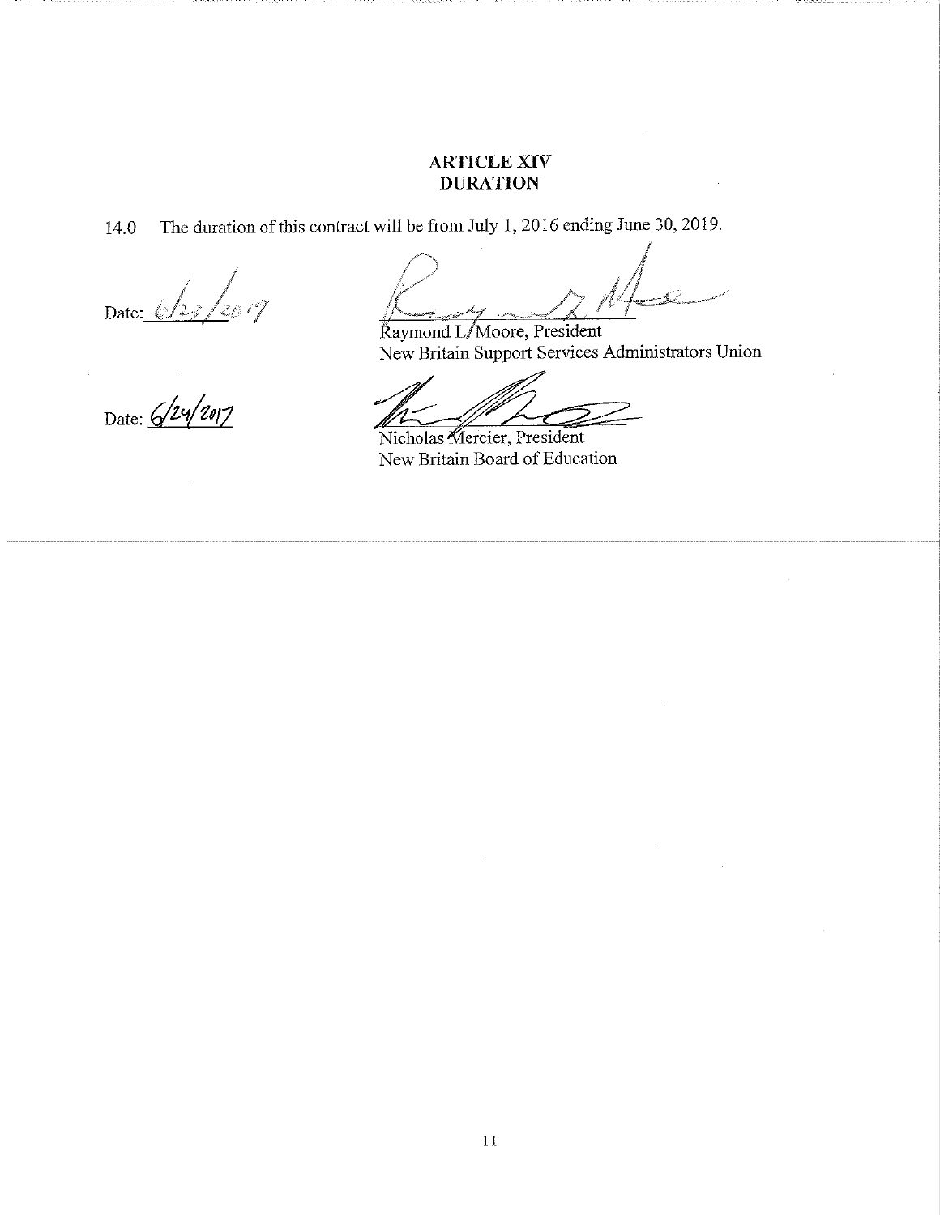## ARTICLE XIV
## DURATION

14.0 The duration of this contract will be from July 1, 2016 ending June 30, 2019.

Date: 6/23/2017

Raymond L. Moore, President
New Britain Support Services Administrators Union

Date: 6/24/2017

Nicholas Mercier, President
New Britain Board of Education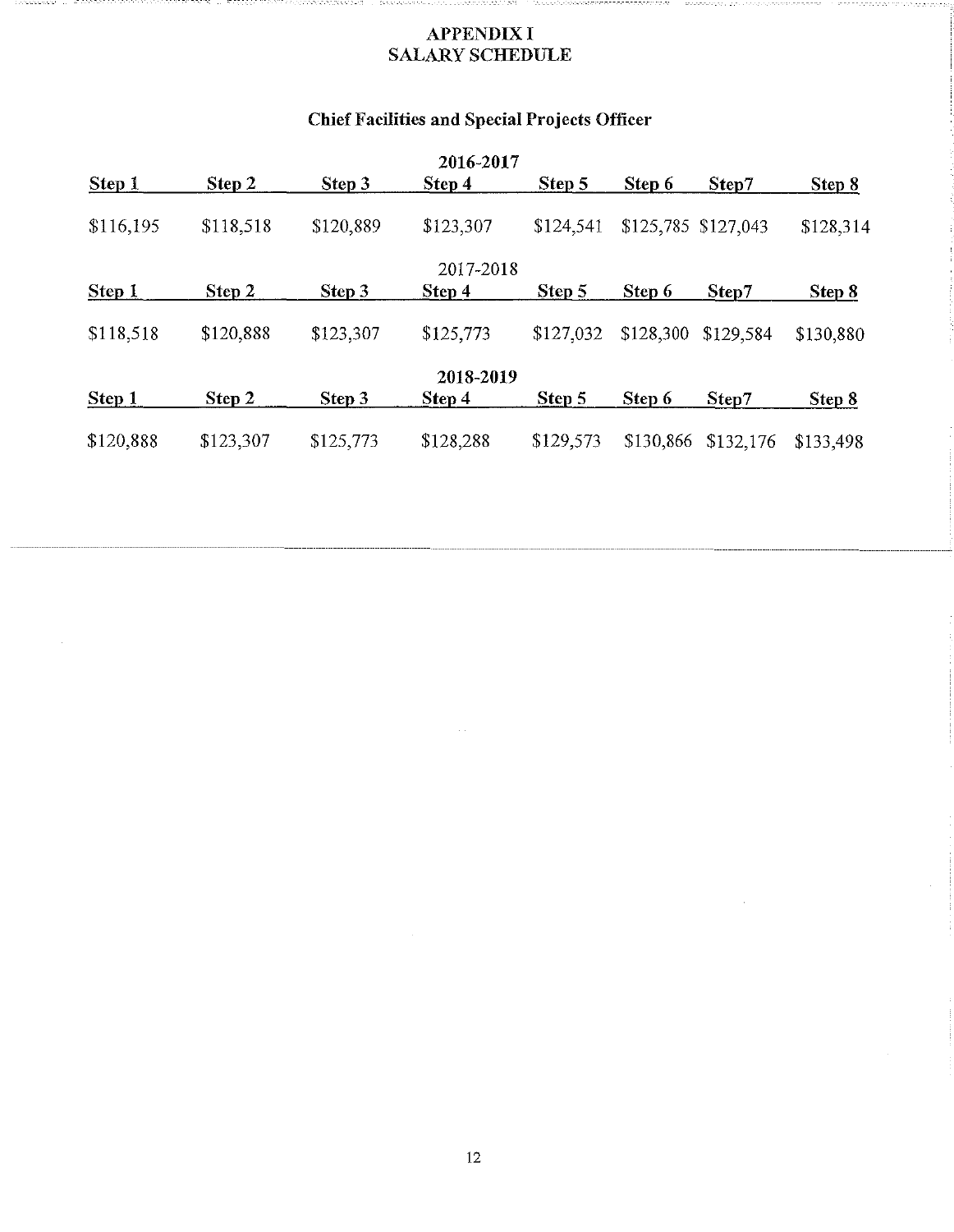# APPENDIX I
# SALARY SCHEDULE

## Chief Facilities and Special Projects Officer

**2016-2017**

| Step 1 | Step 2 | Step 3 | Step 4 | Step 5 | Step 6 | Step7 | Step 8 |
|---|---|---|---|---|---|---|---|
| $116,195 | $118,518 | $120,889 | $123,307 | $124,541 | $125,785 | $127,043 | $128,314 |

2017-2018

| Step 1 | Step 2 | Step 3 | Step 4 | Step 5 | Step 6 | Step7 | Step 8 |
|---|---|---|---|---|---|---|---|
| $118,518 | $120,888 | $123,307 | $125,773 | $127,032 | $128,300 | $129,584 | $130,880 |

**2018-2019**

| Step 1 | Step 2 | Step 3 | Step 4 | Step 5 | Step 6 | Step7 | Step 8 |
|---|---|---|---|---|---|---|---|
| $120,888 | $123,307 | $125,773 | $128,288 | $129,573 | $130,866 | $132,176 | $133,498 |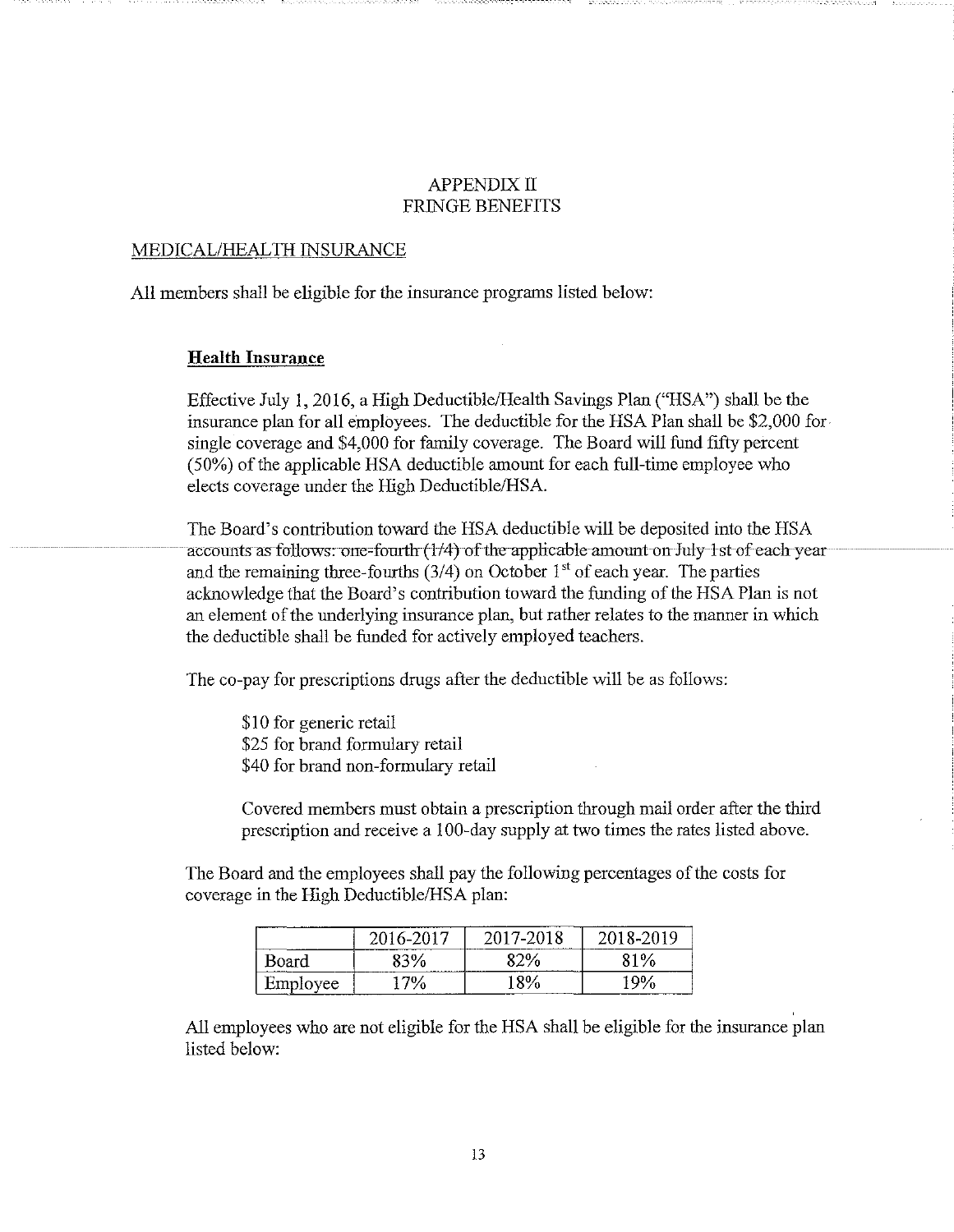# APPENDIX II
# FRINGE BENEFITS

MEDICAL/HEALTH INSURANCE

All members shall be eligible for the insurance programs listed below:

**Health Insurance**

Effective July 1, 2016, a High Deductible/Health Savings Plan ("HSA") shall be the insurance plan for all employees. The deductible for the HSA Plan shall be $2,000 for single coverage and $4,000 for family coverage. The Board will fund fifty percent (50%) of the applicable HSA deductible amount for each full-time employee who elects coverage under the High Deductible/HSA.

The Board's contribution toward the HSA deductible will be deposited into the HSA accounts as follows: one-fourth (1/4) of the applicable amount on July 1st of each year and the remaining three-fourths (3/4) on October 1st of each year. The parties acknowledge that the Board's contribution toward the funding of the HSA Plan is not an element of the underlying insurance plan, but rather relates to the manner in which the deductible shall be funded for actively employed teachers.

The co-pay for prescriptions drugs after the deductible will be as follows:

$10 for generic retail
$25 for brand formulary retail
$40 for brand non-formulary retail

Covered members must obtain a prescription through mail order after the third prescription and receive a 100-day supply at two times the rates listed above.

The Board and the employees shall pay the following percentages of the costs for coverage in the High Deductible/HSA plan:

| | 2016-2017 | 2017-2018 | 2018-2019 |
|---|---|---|---|
| Board | 83% | 82% | 81% |
| Employee | 17% | 18% | 19% |

All employees who are not eligible for the HSA shall be eligible for the insurance plan listed below: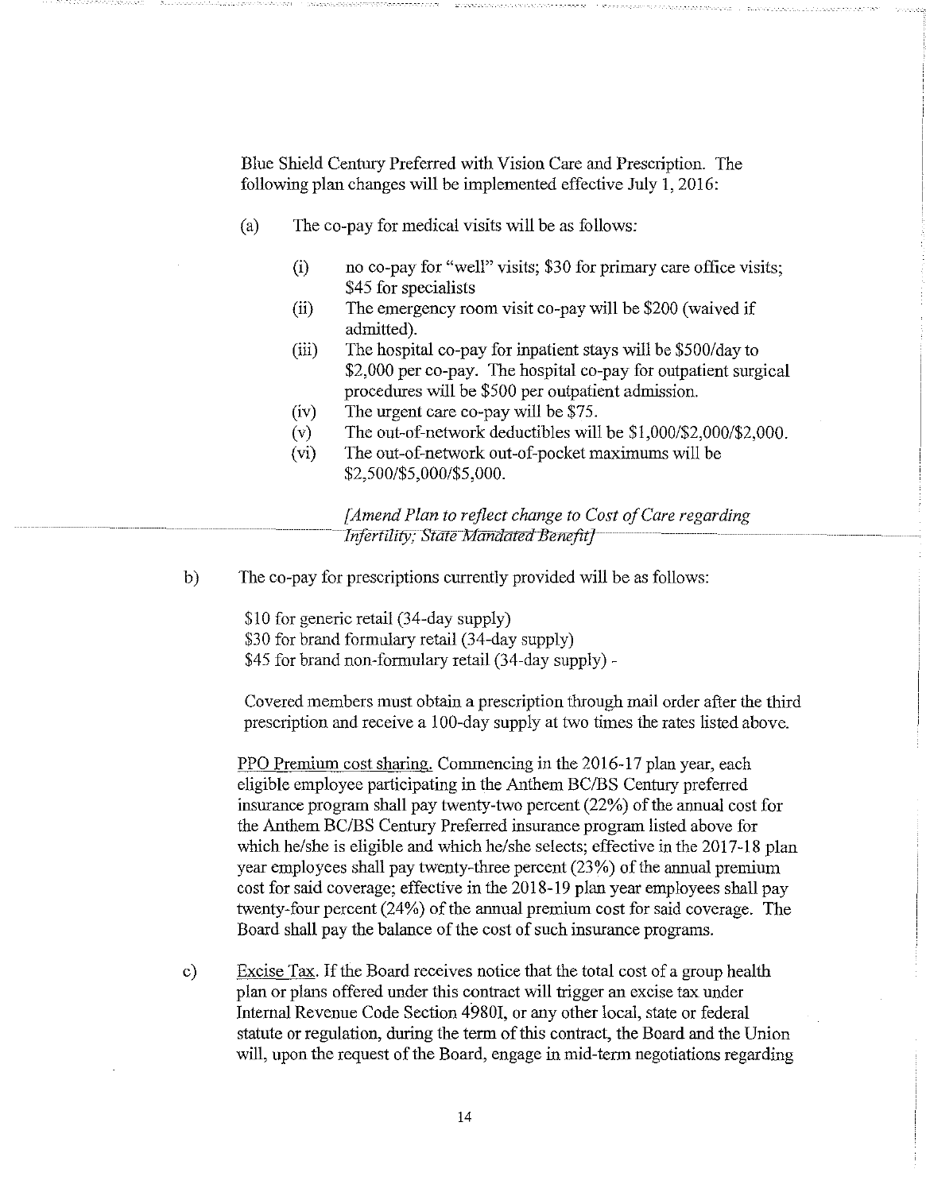Blue Shield Century Preferred with Vision Care and Prescription. The following plan changes will be implemented effective July 1, 2016:

(a) The co-pay for medical visits will be as follows:

(i) no co-pay for "well" visits; $30 for primary care office visits; $45 for specialists

(ii) The emergency room visit co-pay will be $200 (waived if admitted).

(iii) The hospital co-pay for inpatient stays will be $500/day to $2,000 per co-pay. The hospital co-pay for outpatient surgical procedures will be $500 per outpatient admission.

(iv) The urgent care co-pay will be $75.

(v) The out-of-network deductibles will be $1,000/$2,000/$2,000.

(vi) The out-of-network out-of-pocket maximums will be $2,500/$5,000/$5,000.

*[Amend Plan to reflect change to Cost of Care regarding Infertility; State Mandated Benefit]*

b) The co-pay for prescriptions currently provided will be as follows:

$10 for generic retail (34-day supply)
$30 for brand formulary retail (34-day supply)
$45 for brand non-formulary retail (34-day supply) -

Covered members must obtain a prescription through mail order after the third prescription and receive a 100-day supply at two times the rates listed above.

PPO Premium cost sharing. Commencing in the 2016-17 plan year, each eligible employee participating in the Anthem BC/BS Century preferred insurance program shall pay twenty-two percent (22%) of the annual cost for the Anthem BC/BS Century Preferred insurance program listed above for which he/she is eligible and which he/she selects; effective in the 2017-18 plan year employees shall pay twenty-three percent (23%) of the annual premium cost for said coverage; effective in the 2018-19 plan year employees shall pay twenty-four percent (24%) of the annual premium cost for said coverage. The Board shall pay the balance of the cost of such insurance programs.

c) Excise Tax. If the Board receives notice that the total cost of a group health plan or plans offered under this contract will trigger an excise tax under Internal Revenue Code Section 4980I, or any other local, state or federal statute or regulation, during the term of this contract, the Board and the Union will, upon the request of the Board, engage in mid-term negotiations regarding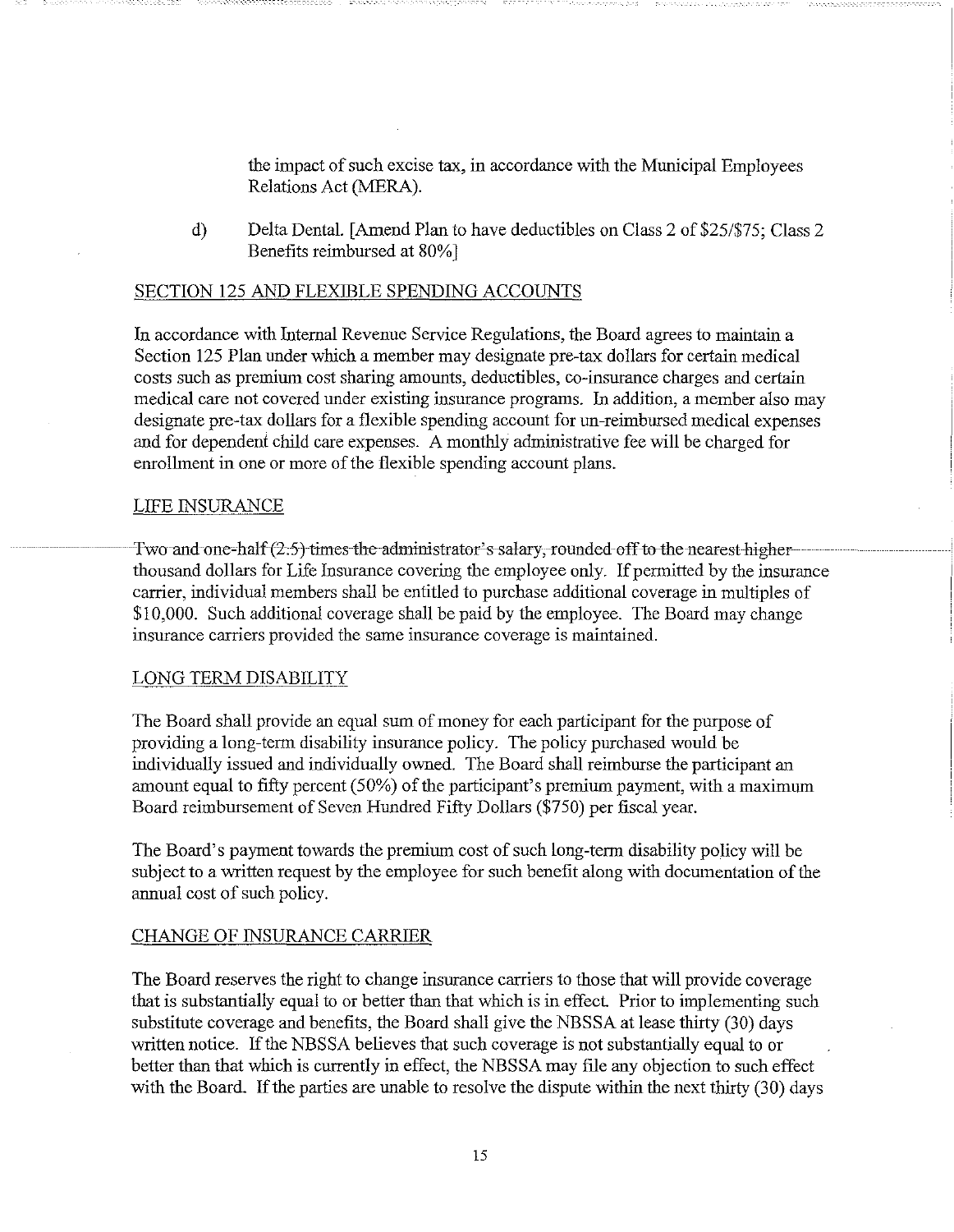the impact of such excise tax, in accordance with the Municipal Employees Relations Act (MERA).

d) Delta Dental. [Amend Plan to have deductibles on Class 2 of $25/$75; Class 2 Benefits reimbursed at 80%]

SECTION 125 AND FLEXIBLE SPENDING ACCOUNTS

In accordance with Internal Revenue Service Regulations, the Board agrees to maintain a Section 125 Plan under which a member may designate pre-tax dollars for certain medical costs such as premium cost sharing amounts, deductibles, co-insurance charges and certain medical care not covered under existing insurance programs. In addition, a member also may designate pre-tax dollars for a flexible spending account for un-reimbursed medical expenses and for dependent child care expenses. A monthly administrative fee will be charged for enrollment in one or more of the flexible spending account plans.

LIFE INSURANCE

Two and one-half (2.5) times the administrator's salary, rounded off to the nearest higher thousand dollars for Life Insurance covering the employee only. If permitted by the insurance carrier, individual members shall be entitled to purchase additional coverage in multiples of $10,000. Such additional coverage shall be paid by the employee. The Board may change insurance carriers provided the same insurance coverage is maintained.

LONG TERM DISABILITY

The Board shall provide an equal sum of money for each participant for the purpose of providing a long-term disability insurance policy. The policy purchased would be individually issued and individually owned. The Board shall reimburse the participant an amount equal to fifty percent (50%) of the participant's premium payment, with a maximum Board reimbursement of Seven Hundred Fifty Dollars ($750) per fiscal year.

The Board's payment towards the premium cost of such long-term disability policy will be subject to a written request by the employee for such benefit along with documentation of the annual cost of such policy.

CHANGE OF INSURANCE CARRIER

The Board reserves the right to change insurance carriers to those that will provide coverage that is substantially equal to or better than that which is in effect. Prior to implementing such substitute coverage and benefits, the Board shall give the NBSSA at lease thirty (30) days written notice. If the NBSSA believes that such coverage is not substantially equal to or better than that which is currently in effect, the NBSSA may file any objection to such effect with the Board. If the parties are unable to resolve the dispute within the next thirty (30) days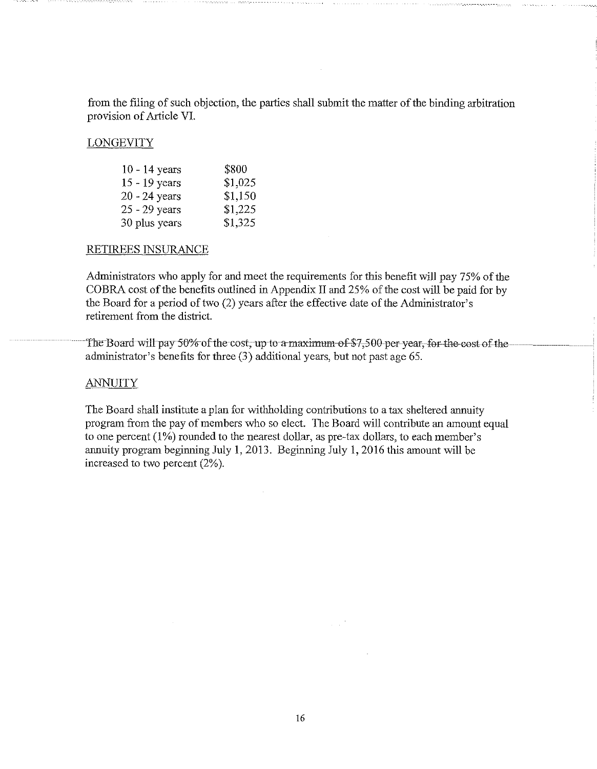from the filing of such objection, the parties shall submit the matter of the binding arbitration provision of Article VI.

LONGEVITY

| | |
|---|---|
| 10 - 14 years | \$800 |
| 15 - 19 years | \$1,025 |
| 20 - 24 years | \$1,150 |
| 25 - 29 years | \$1,225 |
| 30 plus years | \$1,325 |

RETIREES INSURANCE

Administrators who apply for and meet the requirements for this benefit will pay 75% of the COBRA cost of the benefits outlined in Appendix II and 25% of the cost will be paid for by the Board for a period of two (2) years after the effective date of the Administrator's retirement from the district.

~~The Board will pay 50% of the cost, up to a maximum of \$7,500 per year, for the cost of the~~ administrator's benefits for three (3) additional years, but not past age 65.

ANNUITY

The Board shall institute a plan for withholding contributions to a tax sheltered annuity program from the pay of members who so elect. The Board will contribute an amount equal to one percent (1%) rounded to the nearest dollar, as pre-tax dollars, to each member's annuity program beginning July 1, 2013. Beginning July 1, 2016 this amount will be increased to two percent (2%).